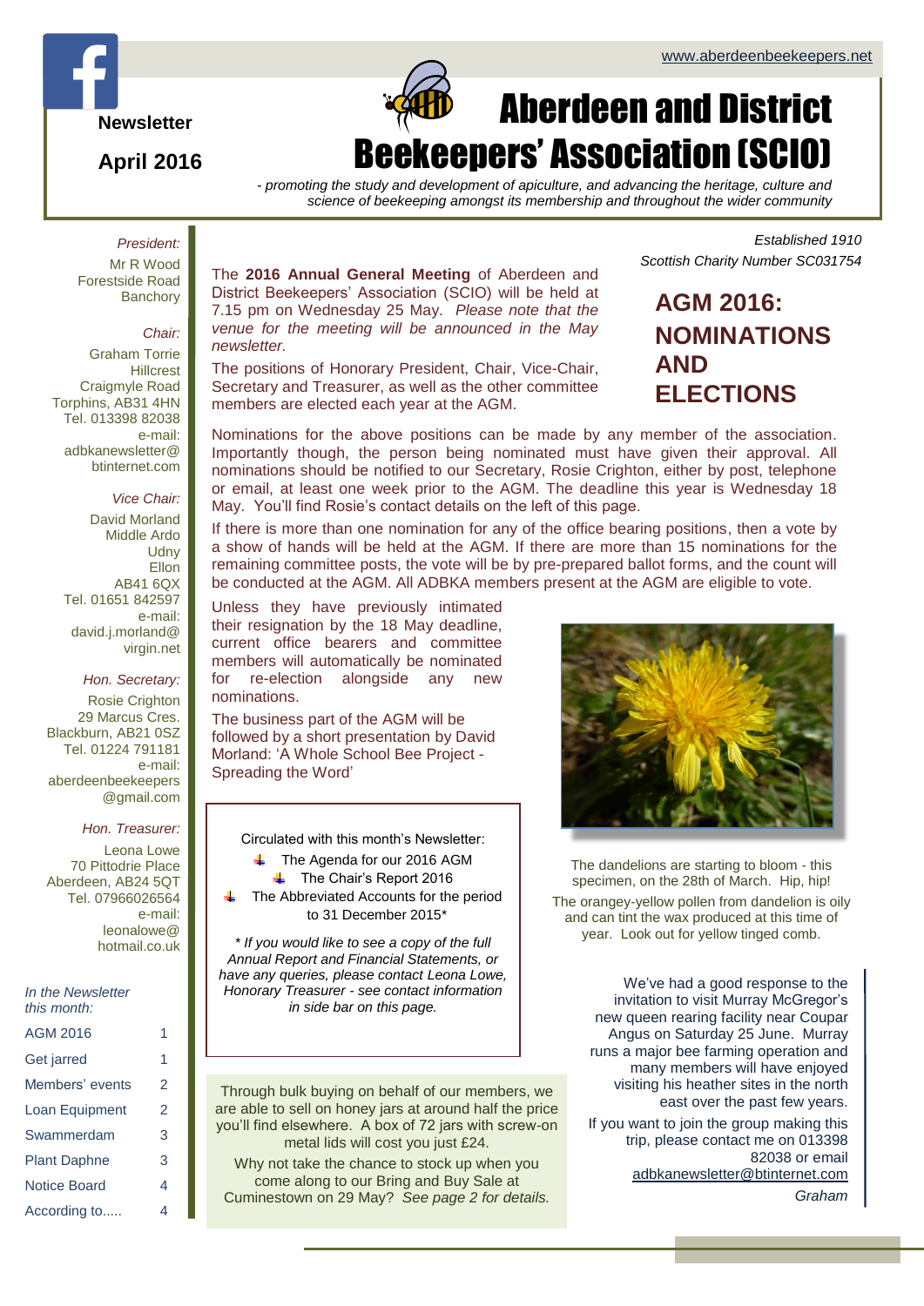www.aberdeenbeekeepers.net

Newsletter

April 2016

# Aberdeen and District Beekeepers' Association (SCIO)

*- promoting the study and development of apiculture, and advancing the heritage, culture and science of beekeeping amongst its membership and throughout the wider community*

*Established 1910*
*Scottish Charity Number SC031754*

*President:*
Mr R Wood
Forestside Road
Banchory

*Chair:*
Graham Torrie
Hillcrest
Craigmyle Road
Torphins, AB31 4HN
Tel. 013398 82038
e-mail:
adbkanewsletter@btinternet.com

*Vice Chair:*
David Morland
Middle Ardo
Udny
Ellon
AB41 6QX
Tel. 01651 842597
e-mail:
david.j.morland@virgin.net

*Hon. Secretary:*
Rosie Crighton
29 Marcus Cres.
Blackburn, AB21 0SZ
Tel. 01224 791181
e-mail:
aberdeenbeekeepers@gmail.com

*Hon. Treasurer:*
Leona Lowe
70 Pittodrie Place
Aberdeen, AB24 5QT
Tel. 07966026564
e-mail:
leonalowe@hotmail.co.uk

*In the Newsletter this month:*

| | |
|---|---|
| AGM 2016 | 1 |
| Get jarred | 1 |
| Members' events | 2 |
| Loan Equipment | 2 |
| Swammerdam | 3 |
| Plant Daphne | 3 |
| Notice Board | 4 |
| According to..... | 4 |

## AGM 2016: NOMINATIONS AND ELECTIONS

The **2016 Annual General Meeting** of Aberdeen and District Beekeepers' Association (SCIO) will be held at 7.15 pm on Wednesday 25 May. *Please note that the venue for the meeting will be announced in the May newsletter.*

The positions of Honorary President, Chair, Vice-Chair, Secretary and Treasurer, as well as the other committee members are elected each year at the AGM.

Nominations for the above positions can be made by any member of the association. Importantly though, the person being nominated must have given their approval. All nominations should be notified to our Secretary, Rosie Crighton, either by post, telephone or email, at least one week prior to the AGM. The deadline this year is Wednesday 18 May. You'll find Rosie's contact details on the left of this page.

If there is more than one nomination for any of the office bearing positions, then a vote by a show of hands will be held at the AGM. If there are more than 15 nominations for the remaining committee posts, the vote will be by pre-prepared ballot forms, and the count will be conducted at the AGM. All ADBKA members present at the AGM are eligible to vote.

Unless they have previously intimated their resignation by the 18 May deadline, current office bearers and committee members will automatically be nominated for re-election alongside any new nominations.

The business part of the AGM will be followed by a short presentation by David Morland: 'A Whole School Bee Project - Spreading the Word'

The dandelions are starting to bloom - this specimen, on the 28th of March. Hip, hip!

The orangey-yellow pollen from dandelion is oily and can tint the wax produced at this time of year. Look out for yellow tinged comb.

Circulated with this month's Newsletter:

- The Agenda for our 2016 AGM
- The Chair's Report 2016
- The Abbreviated Accounts for the period to 31 December 2015*

*\* If you would like to see a copy of the full Annual Report and Financial Statements, or have any queries, please contact Leona Lowe, Honorary Treasurer - see contact information in side bar on this page.*

Through bulk buying on behalf of our members, we are able to sell on honey jars at around half the price you'll find elsewhere. A box of 72 jars with screw-on metal lids will cost you just £24.

Why not take the chance to stock up when you come along to our Bring and Buy Sale at Cuminestown on 29 May? *See page 2 for details.*

We've had a good response to the invitation to visit Murray McGregor's new queen rearing facility near Coupar Angus on Saturday 25 June. Murray runs a major bee farming operation and many members will have enjoyed visiting his heather sites in the north east over the past few years.

If you want to join the group making this trip, please contact me on 013398 82038 or email adbkanewsletter@btinternet.com

*Graham*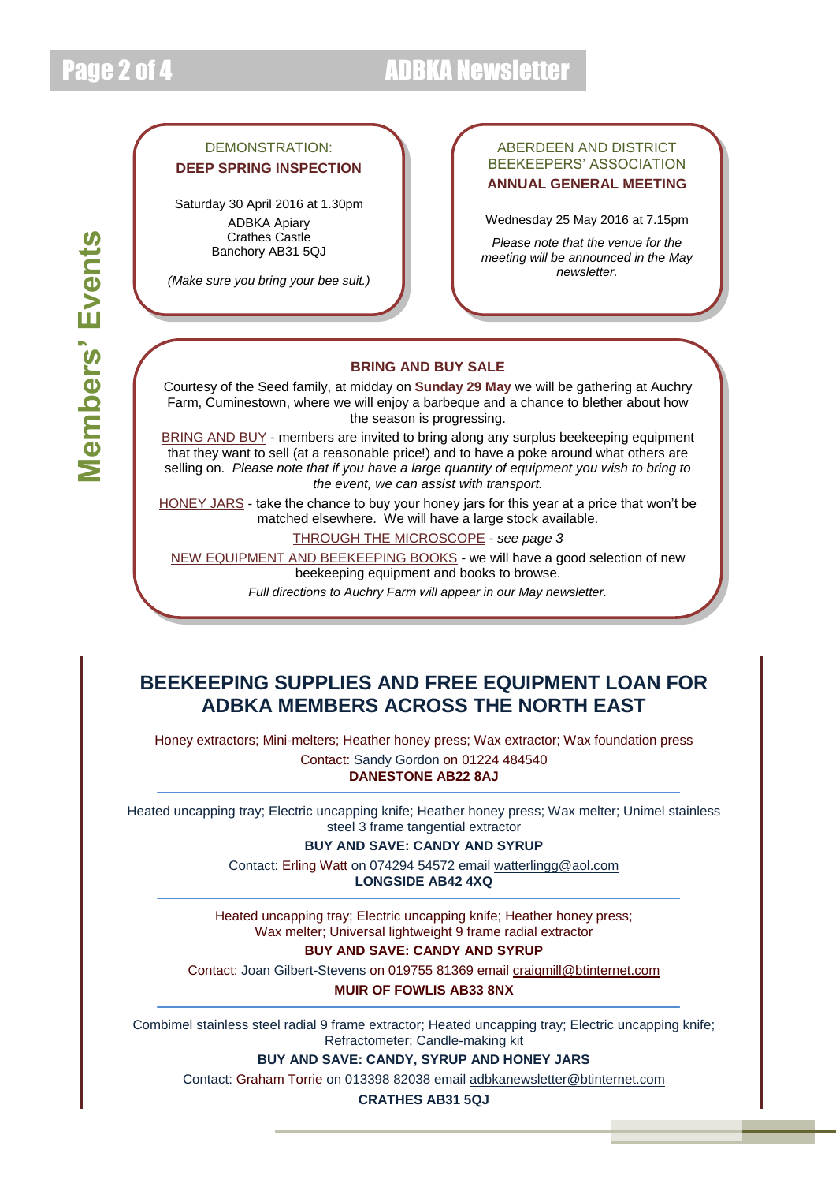# Members' Events

DEMONSTRATION:

**DEEP SPRING INSPECTION**

Saturday 30 April 2016 at 1.30pm

ADBKA Apiary
Crathes Castle
Banchory AB31 5QJ

*(Make sure you bring your bee suit.)*

ABERDEEN AND DISTRICT BEEKEEPERS' ASSOCIATION

**ANNUAL GENERAL MEETING**

Wednesday 25 May 2016 at 7.15pm

*Please note that the venue for the meeting will be announced in the May newsletter.*

**BRING AND BUY SALE**

Courtesy of the Seed family, at midday on **Sunday 29 May** we will be gathering at Auchry Farm, Cuminestown, where we will enjoy a barbeque and a chance to blether about how the season is progressing.

BRING AND BUY - members are invited to bring along any surplus beekeeping equipment that they want to sell (at a reasonable price!) and to have a poke around what others are selling on. *Please note that if you have a large quantity of equipment you wish to bring to the event, we can assist with transport.*

HONEY JARS - take the chance to buy your honey jars for this year at a price that won't be matched elsewhere. We will have a large stock available.

THROUGH THE MICROSCOPE - *see page 3*

NEW EQUIPMENT AND BEEKEEPING BOOKS - we will have a good selection of new beekeeping equipment and books to browse.

*Full directions to Auchry Farm will appear in our May newsletter.*

## BEEKEEPING SUPPLIES AND FREE EQUIPMENT LOAN FOR ADBKA MEMBERS ACROSS THE NORTH EAST

Honey extractors; Mini-melters; Heather honey press; Wax extractor; Wax foundation press

Contact: Sandy Gordon on 01224 484540

**DANESTONE AB22 8AJ**

---

Heated uncapping tray; Electric uncapping knife; Heather honey press; Wax melter; Unimel stainless steel 3 frame tangential extractor

**BUY AND SAVE: CANDY AND SYRUP**

Contact: Erling Watt on 074294 54572 email watterlingg@aol.com

**LONGSIDE AB42 4XQ**

---

Heated uncapping tray; Electric uncapping knife; Heather honey press; Wax melter; Universal lightweight 9 frame radial extractor

**BUY AND SAVE: CANDY AND SYRUP**

Contact: Joan Gilbert-Stevens on 019755 81369 email craigmill@btinternet.com

**MUIR OF FOWLIS AB33 8NX**

---

Combimel stainless steel radial 9 frame extractor; Heated uncapping tray; Electric uncapping knife; Refractometer; Candle-making kit

**BUY AND SAVE: CANDY, SYRUP AND HONEY JARS**

Contact: Graham Torrie on 013398 82038 email adbkanewsletter@btinternet.com

**CRATHES AB31 5QJ**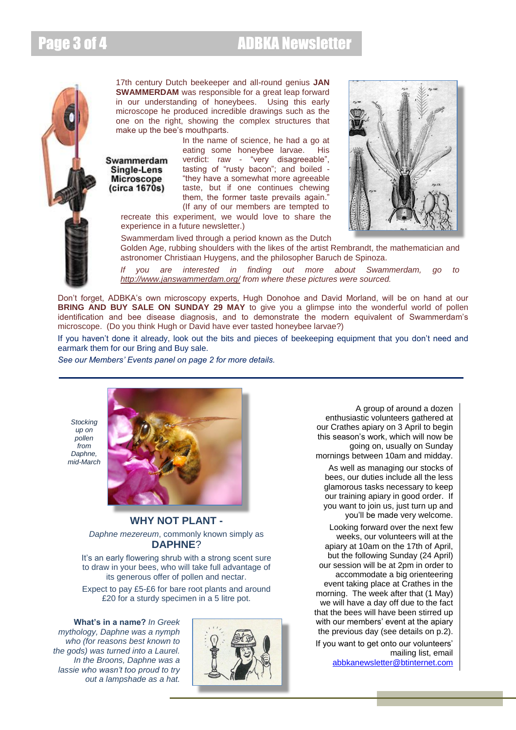17th century Dutch beekeeper and all-round genius **JAN SWAMMERDAM** was responsible for a great leap forward in our understanding of honeybees. Using this early microscope he produced incredible drawings such as the one on the right, showing the complex structures that make up the bee's mouthparts.

**Swammerdam Single-Lens Microscope (circa 1670s)**

In the name of science, he had a go at eating some honeybee larvae. His verdict: raw - "very disagreeable", tasting of "rusty bacon"; and boiled - "they have a somewhat more agreeable taste, but if one continues chewing them, the former taste prevails again." (If any of our members are tempted to recreate this experiment, we would love to share the experience in a future newsletter.)

Swammerdam lived through a period known as the Dutch Golden Age, rubbing shoulders with the likes of the artist Rembrandt, the mathematician and astronomer Christiaan Huygens, and the philosopher Baruch de Spinoza.

*If you are interested in finding out more about Swammerdam, go to http://www.janswammerdam.org/ from where these pictures were sourced.*

Don't forget, ADBKA's own microscopy experts, Hugh Donohoe and David Morland, will be on hand at our **BRING AND BUY SALE ON SUNDAY 29 MAY** to give you a glimpse into the wonderful world of pollen identification and bee disease diagnosis, and to demonstrate the modern equivalent of Swammerdam's microscope. (Do you think Hugh or David have ever tasted honeybee larvae?)

If you haven't done it already, look out the bits and pieces of beekeeping equipment that you don't need and earmark them for our Bring and Buy sale.

*See our Members' Events panel on page 2 for more details.*

---

*Stocking up on pollen from Daphne, mid-March*

## WHY NOT PLANT -

*Daphne mezereum*, commonly known simply as **DAPHNE**?

It's an early flowering shrub with a strong scent sure to draw in your bees, who will take full advantage of its generous offer of pollen and nectar.

Expect to pay £5-£6 for bare root plants and around £20 for a sturdy specimen in a 5 litre pot.

**What's in a name?** *In Greek mythology, Daphne was a nymph who (for reasons best known to the gods) was turned into a Laurel. In the Broons, Daphne was a lassie who wasn't too proud to try out a lampshade as a hat.*

A group of around a dozen enthusiastic volunteers gathered at our Crathes apiary on 3 April to begin this season's work, which will now be going on, usually on Sunday mornings between 10am and midday.

As well as managing our stocks of bees, our duties include all the less glamorous tasks necessary to keep our training apiary in good order. If you want to join us, just turn up and you'll be made very welcome.

Looking forward over the next few weeks, our volunteers will at the apiary at 10am on the 17th of April, but the following Sunday (24 April) our session will be at 2pm in order to accommodate a big orienteering event taking place at Crathes in the morning. The week after that (1 May) we will have a day off due to the fact that the bees will have been stirred up with our members' event at the apiary the previous day (see details on p.2).

If you want to get onto our volunteers' mailing list, email abbkanewsletter@btinternet.com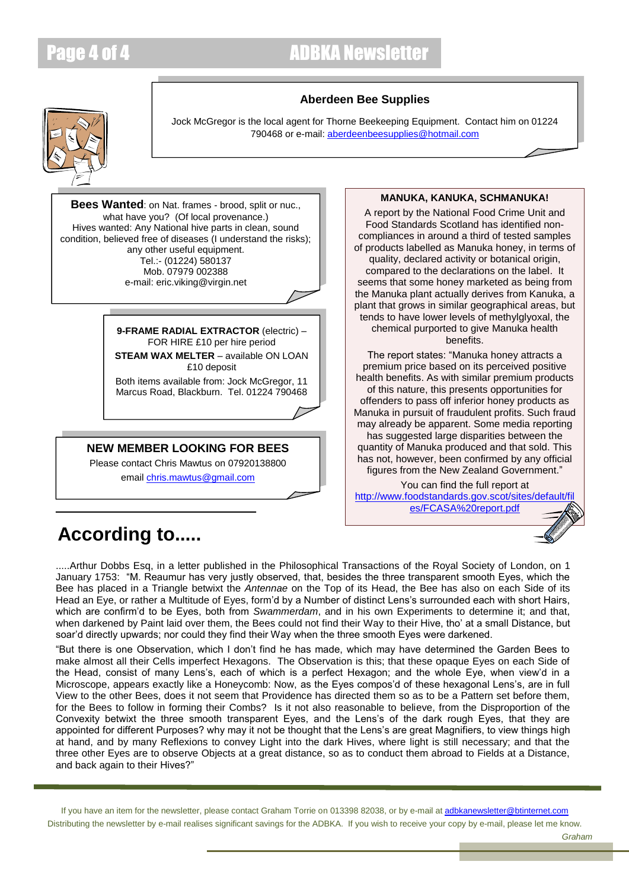## Aberdeen Bee Supplies

Jock McGregor is the local agent for Thorne Beekeeping Equipment. Contact him on 01224 790468 or e-mail: aberdeenbeesupplies@hotmail.com

**Bees Wanted**: on Nat. frames - brood, split or nuc., what have you? (Of local provenance.)
Hives wanted: Any National hive parts in clean, sound condition, believed free of diseases (I understand the risks); any other useful equipment.
Tel.:- (01224) 580137
Mob. 07979 002388
e-mail: eric.viking@virgin.net

**9-FRAME RADIAL EXTRACTOR** (electric) – FOR HIRE £10 per hire period

**STEAM WAX MELTER** – available ON LOAN £10 deposit

Both items available from: Jock McGregor, 11 Marcus Road, Blackburn. Tel. 01224 790468

### NEW MEMBER LOOKING FOR BEES

Please contact Chris Mawtus on 07920138800 email chris.mawtus@gmail.com

### MANUKA, KANUKA, SCHMANUKA!

A report by the National Food Crime Unit and Food Standards Scotland has identified non-compliances in around a third of tested samples of products labelled as Manuka honey, in terms of quality, declared activity or botanical origin, compared to the declarations on the label. It seems that some honey marketed as being from the Manuka plant actually derives from Kanuka, a plant that grows in similar geographical areas, but tends to have lower levels of methylglyoxal, the chemical purported to give Manuka health benefits.

The report states: "Manuka honey attracts a premium price based on its perceived positive health benefits. As with similar premium products of this nature, this presents opportunities for offenders to pass off inferior honey products as Manuka in pursuit of fraudulent profits. Such fraud may already be apparent. Some media reporting has suggested large disparities between the quantity of Manuka produced and that sold. This has not, however, been confirmed by any official figures from the New Zealand Government."

You can find the full report at http://www.foodstandards.gov.scot/sites/default/files/FCASA%20report.pdf

# According to.....

.....Arthur Dobbs Esq, in a letter published in the Philosophical Transactions of the Royal Society of London, on 1 January 1753: "M. Reaumur has very justly observed, that, besides the three transparent smooth Eyes, which the Bee has placed in a Triangle betwixt the *Antennae* on the Top of its Head, the Bee has also on each Side of its Head an Eye, or rather a Multitude of Eyes, form'd by a Number of distinct Lens's surrounded each with short Hairs, which are confirm'd to be Eyes, both from *Swammerdam*, and in his own Experiments to determine it; and that, when darkened by Paint laid over them, the Bees could not find their Way to their Hive, tho' at a small Distance, but soar'd directly upwards; nor could they find their Way when the three smooth Eyes were darkened.

"But there is one Observation, which I don't find he has made, which may have determined the Garden Bees to make almost all their Cells imperfect Hexagons. The Observation is this; that these opaque Eyes on each Side of the Head, consist of many Lens's, each of which is a perfect Hexagon; and the whole Eye, when view'd in a Microscope, appears exactly like a Honeycomb: Now, as the Eyes compos'd of these hexagonal Lens's, are in full View to the other Bees, does it not seem that Providence has directed them so as to be a Pattern set before them, for the Bees to follow in forming their Combs? Is it not also reasonable to believe, from the Disproportion of the Convexity betwixt the three smooth transparent Eyes, and the Lens's of the dark rough Eyes, that they are appointed for different Purposes? why may it not be thought that the Lens's are great Magnifiers, to view things high at hand, and by many Reflexions to convey Light into the dark Hives, where light is still necessary; and that the three other Eyes are to observe Objects at a great distance, so as to conduct them abroad to Fields at a Distance, and back again to their Hives?"

If you have an item for the newsletter, please contact Graham Torrie on 013398 82038, or by e-mail at adbkanewsletter@btinternet.com
Distributing the newsletter by e-mail realises significant savings for the ADBKA. If you wish to receive your copy by e-mail, please let me know.

*Graham*